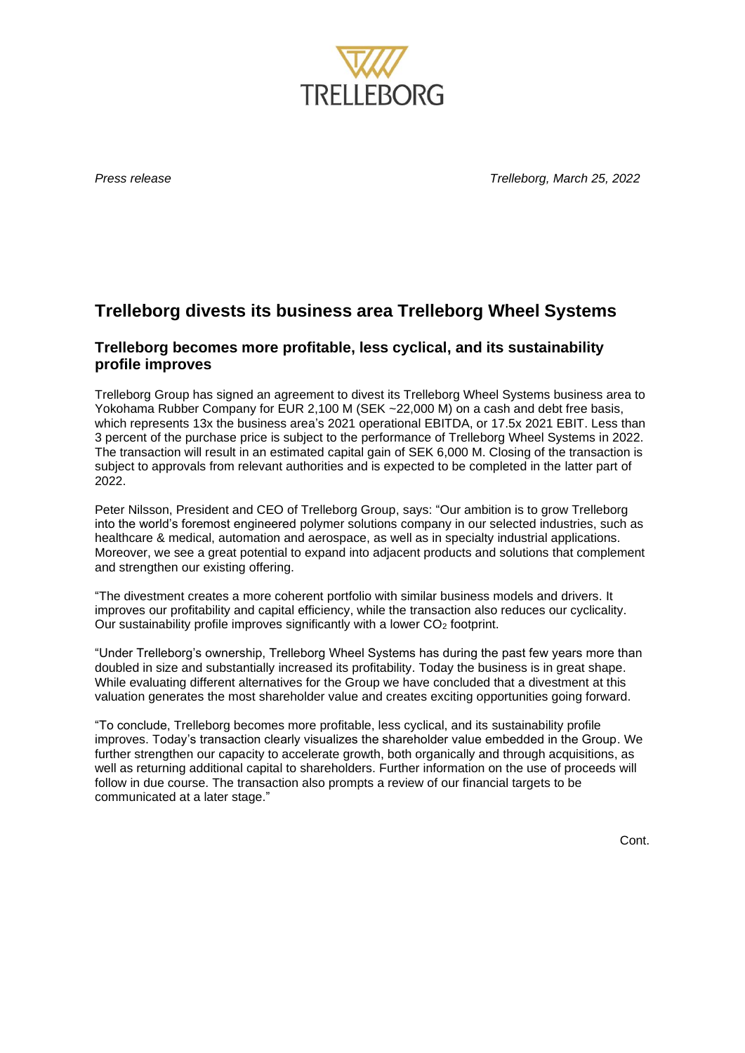*Press release* *Trelleborg, March 25, 2022*

# Trelleborg divests its business area Trelleborg Wheel Systems

## Trelleborg becomes more profitable, less cyclical, and its sustainability profile improves

Trelleborg Group has signed an agreement to divest its Trelleborg Wheel Systems business area to Yokohama Rubber Company for EUR 2,100 M (SEK ~22,000 M) on a cash and debt free basis, which represents 13x the business area's 2021 operational EBITDA, or 17.5x 2021 EBIT. Less than 3 percent of the purchase price is subject to the performance of Trelleborg Wheel Systems in 2022. The transaction will result in an estimated capital gain of SEK 6,000 M. Closing of the transaction is subject to approvals from relevant authorities and is expected to be completed in the latter part of 2022.

Peter Nilsson, President and CEO of Trelleborg Group, says: "Our ambition is to grow Trelleborg into the world's foremost engineered polymer solutions company in our selected industries, such as healthcare & medical, automation and aerospace, as well as in specialty industrial applications. Moreover, we see a great potential to expand into adjacent products and solutions that complement and strengthen our existing offering.

"The divestment creates a more coherent portfolio with similar business models and drivers. It improves our profitability and capital efficiency, while the transaction also reduces our cyclicality. Our sustainability profile improves significantly with a lower $CO_2$ footprint.

"Under Trelleborg's ownership, Trelleborg Wheel Systems has during the past few years more than doubled in size and substantially increased its profitability. Today the business is in great shape. While evaluating different alternatives for the Group we have concluded that a divestment at this valuation generates the most shareholder value and creates exciting opportunities going forward.

"To conclude, Trelleborg becomes more profitable, less cyclical, and its sustainability profile improves. Today's transaction clearly visualizes the shareholder value embedded in the Group. We further strengthen our capacity to accelerate growth, both organically and through acquisitions, as well as returning additional capital to shareholders. Further information on the use of proceeds will follow in due course. The transaction also prompts a review of our financial targets to be communicated at a later stage."

Cont.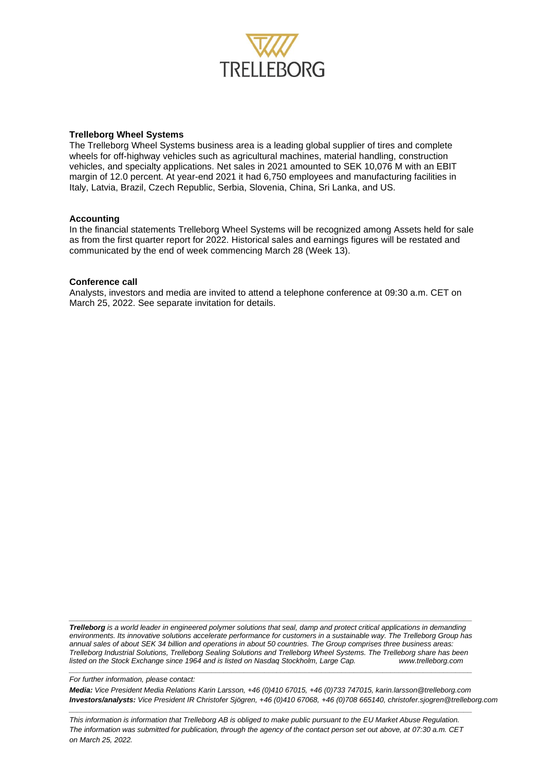**Trelleborg Wheel Systems**
The Trelleborg Wheel Systems business area is a leading global supplier of tires and complete wheels for off-highway vehicles such as agricultural machines, material handling, construction vehicles, and specialty applications. Net sales in 2021 amounted to SEK 10,076 M with an EBIT margin of 12.0 percent. At year-end 2021 it had 6,750 employees and manufacturing facilities in Italy, Latvia, Brazil, Czech Republic, Serbia, Slovenia, China, Sri Lanka, and US.

**Accounting**
In the financial statements Trelleborg Wheel Systems will be recognized among Assets held for sale as from the first quarter report for 2022. Historical sales and earnings figures will be restated and communicated by the end of week commencing March 28 (Week 13).

**Conference call**
Analysts, investors and media are invited to attend a telephone conference at 09:30 a.m. CET on March 25, 2022. See separate invitation for details.

***Trelleborg*** *is a world leader in engineered polymer solutions that seal, damp and protect critical applications in demanding environments. Its innovative solutions accelerate performance for customers in a sustainable way. The Trelleborg Group has annual sales of about SEK 34 billion and operations in about 50 countries. The Group comprises three business areas: Trelleborg Industrial Solutions, Trelleborg Sealing Solutions and Trelleborg Wheel Systems. The Trelleborg share has been listed on the Stock Exchange since 1964 and is listed on Nasdaq Stockholm, Large Cap.* *www.trelleborg.com*

*For further information, please contact:*

***Media:*** *Vice President Media Relations Karin Larsson, +46 (0)410 67015, +46 (0)733 747015, karin.larsson@trelleborg.com*
***Investors/analysts:*** *Vice President IR Christofer Sjögren, +46 (0)410 67068, +46 (0)708 665140, christofer.sjogren@trelleborg.com*

*This information is information that Trelleborg AB is obliged to make public pursuant to the EU Market Abuse Regulation. The information was submitted for publication, through the agency of the contact person set out above, at 07:30 a.m. CET on March 25, 2022.*